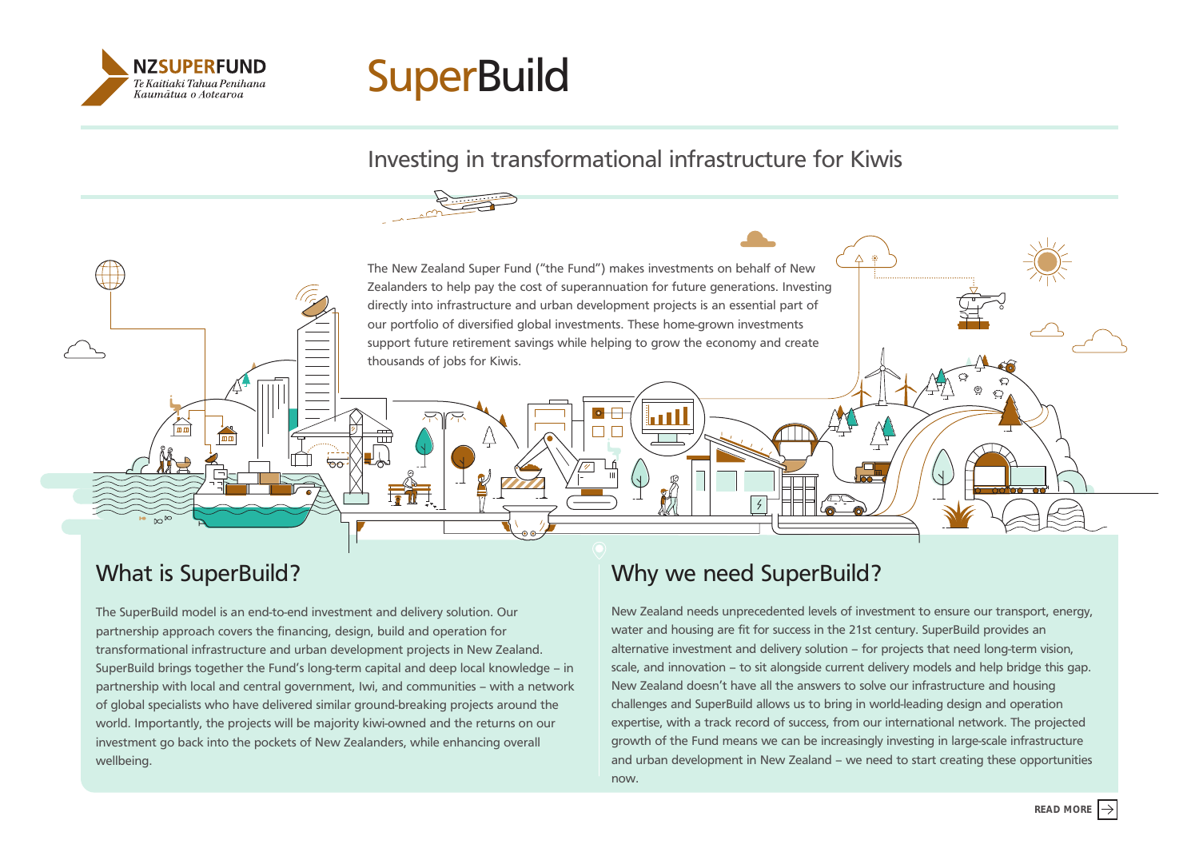NZSUPERFUND

*Te Kaitiaki Tahua Penihana Kaumātua o Aotearoa*

# SuperBuild

## Investing in transformational infrastructure for Kiwis

The New Zealand Super Fund ("the Fund") makes investments on behalf of New Zealanders to help pay the cost of superannuation for future generations. Investing directly into infrastructure and urban development projects is an essential part of our portfolio of diversified global investments. These home-grown investments support future retirement savings while helping to grow the economy and create thousands of jobs for Kiwis.

## What is SuperBuild?

The SuperBuild model is an end-to-end investment and delivery solution. Our partnership approach covers the financing, design, build and operation for transformational infrastructure and urban development projects in New Zealand. SuperBuild brings together the Fund's long-term capital and deep local knowledge – in partnership with local and central government, Iwi, and communities – with a network of global specialists who have delivered similar ground-breaking projects around the world. Importantly, the projects will be majority kiwi-owned and the returns on our investment go back into the pockets of New Zealanders, while enhancing overall wellbeing.

## Why we need SuperBuild?

New Zealand needs unprecedented levels of investment to ensure our transport, energy, water and housing are fit for success in the 21st century. SuperBuild provides an alternative investment and delivery solution – for projects that need long-term vision, scale, and innovation – to sit alongside current delivery models and help bridge this gap. New Zealand doesn't have all the answers to solve our infrastructure and housing challenges and SuperBuild allows us to bring in world-leading design and operation expertise, with a track record of success, from our international network. The projected growth of the Fund means we can be increasingly investing in large-scale infrastructure and urban development in New Zealand – we need to start creating these opportunities now.

READ MORE →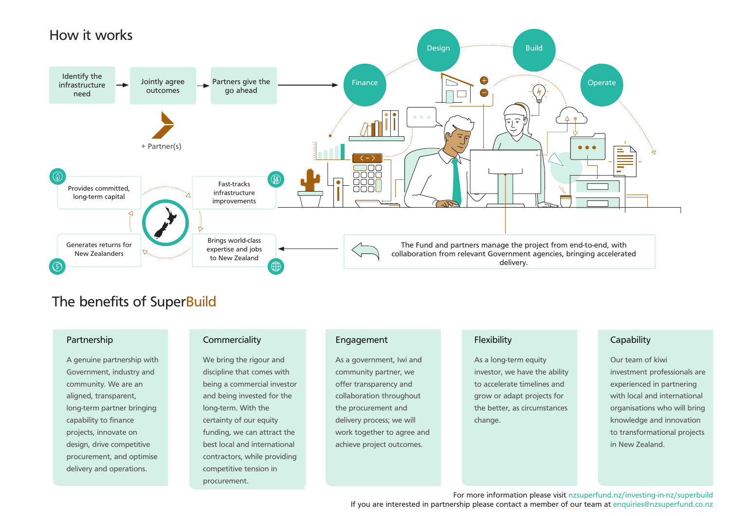## How it works

Identify the infrastructure need → Jointly agree outcomes → Partners give the go ahead →

+ Partner(s)

Finance

Design

Build

Operate

Provides committed, long-term capital

Fast-tracks infrastructure improvements

Brings world-class expertise and jobs to New Zealand

Generates returns for New Zealanders

The Fund and partners manage the project from end-to-end, with collaboration from relevant Government agencies, bringing accelerated delivery.

## The benefits of SuperBuild

### Partnership

A genuine partnership with Government, industry and community. We are an aligned, transparent, long-term partner bringing capability to finance projects, innovate on design, drive competitive procurement, and optimise delivery and operations.

### Commerciality

We bring the rigour and discipline that comes with being a commercial investor and being invested for the long-term. With the certainty of our equity funding, we can attract the best local and international contractors, while providing competitive tension in procurement.

### Engagement

As a government, Iwi and community partner, we offer transparency and collaboration throughout the procurement and delivery process; we will work together to agree and achieve project outcomes.

### Flexibility

As a long-term equity investor, we have the ability to accelerate timelines and grow or adapt projects for the better, as circumstances change.

### Capability

Our team of kiwi investment professionals are experienced in partnering with local and international organisations who will bring knowledge and innovation to transformational projects in New Zealand.

For more information please visit nzsuperfund.nz/investing-in-nz/superbuild

If you are interested in partnership please contact a member of our team at enquiries@nzsuperfund.co.nz